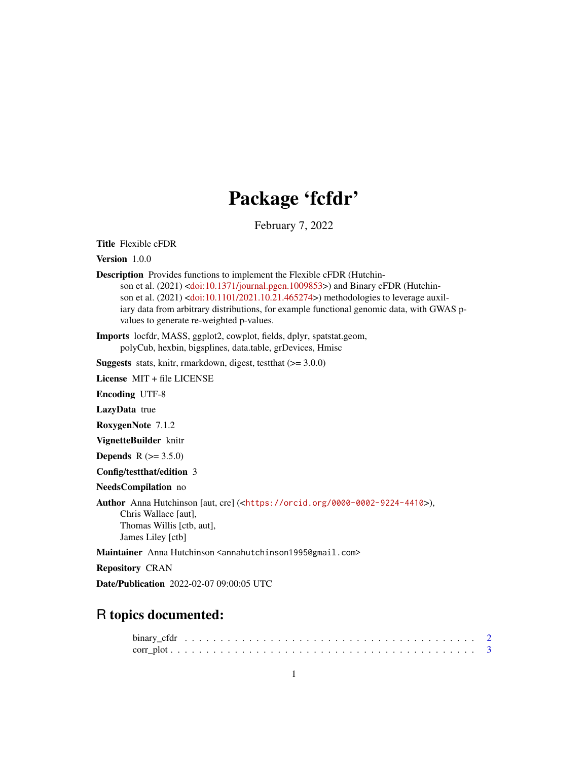# Package 'fcfdr'

February 7, 2022

**Title** Flexible cFDR

**Version** 1.0.0

**Description** Provides functions to implement the Flexible cFDR (Hutchinson et al. (2021) <doi:10.1371/journal.pgen.1009853>) and Binary cFDR (Hutchinson et al. (2021) <doi:10.1101/2021.10.21.465274>) methodologies to leverage auxiliary data from arbitrary distributions, for example functional genomic data, with GWAS p-values to generate re-weighted p-values.

**Imports** locfdr, MASS, ggplot2, cowplot, fields, dplyr, spatstat.geom, polyCub, hexbin, bigsplines, data.table, grDevices, Hmisc

**Suggests** stats, knitr, rmarkdown, digest, testthat (>= 3.0.0)

**License** MIT + file LICENSE

**Encoding** UTF-8

**LazyData** true

**RoxygenNote** 7.1.2

**VignetteBuilder** knitr

**Depends** R (>= 3.5.0)

**Config/testthat/edition** 3

**NeedsCompilation** no

**Author** Anna Hutchinson [aut, cre] (<https://orcid.org/0000-0002-9224-4410>), Chris Wallace [aut], Thomas Willis [ctb, aut], James Liley [ctb]

**Maintainer** Anna Hutchinson <annahutchinson1995@gmail.com>

**Repository** CRAN

**Date/Publication** 2022-02-07 09:00:05 UTC

## R topics documented:

binary_cfdr . . . . . . . . . . . . . . . . . . . . . . . . . . . . . . . . . . . . . . . . . 2
corr_plot . . . . . . . . . . . . . . . . . . . . . . . . . . . . . . . . . . . . . . . . . . . 3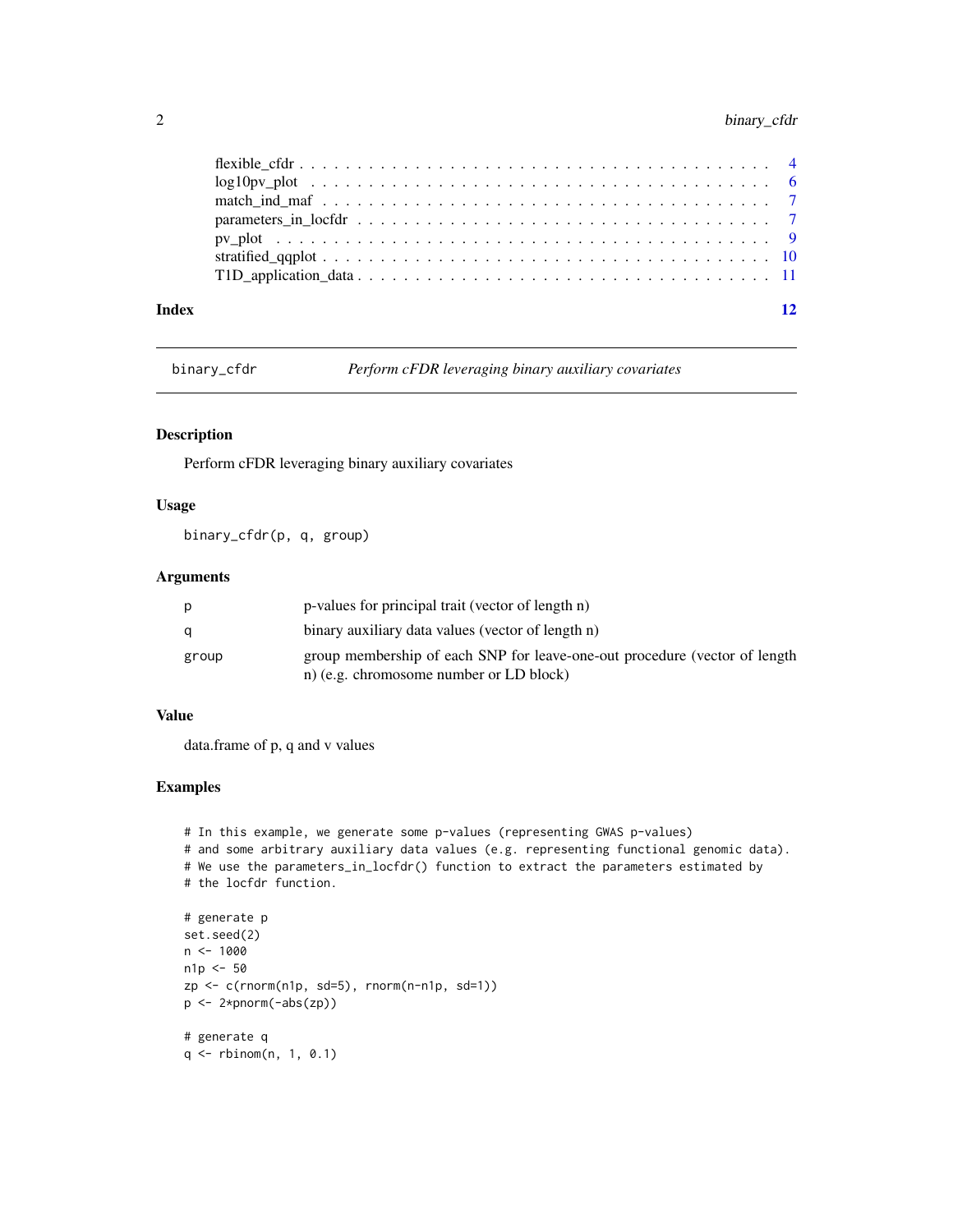flexible_cfdr . . . . . . . . . . . . . . . . . . . . . . . . . . . . . . . . . . . . . . . . 4
log10pv_plot . . . . . . . . . . . . . . . . . . . . . . . . . . . . . . . . . . . . . . . . 6
match_ind_maf . . . . . . . . . . . . . . . . . . . . . . . . . . . . . . . . . . . . . . . 7
parameters_in_locfdr . . . . . . . . . . . . . . . . . . . . . . . . . . . . . . . . . . . 7
pv_plot . . . . . . . . . . . . . . . . . . . . . . . . . . . . . . . . . . . . . . . . . . . 9
stratified_qqplot . . . . . . . . . . . . . . . . . . . . . . . . . . . . . . . . . . . . . 10
T1D_application_data . . . . . . . . . . . . . . . . . . . . . . . . . . . . . . . . . . 11

**Index** 12

---

## binary_cfdr *Perform cFDR leveraging binary auxiliary covariates*

---

### Description

Perform cFDR leveraging binary auxiliary covariates

### Usage

```
binary_cfdr(p, q, group)
```

### Arguments

| | |
|---|---|
| p | p-values for principal trait (vector of length n) |
| q | binary auxiliary data values (vector of length n) |
| group | group membership of each SNP for leave-one-out procedure (vector of length n) (e.g. chromosome number or LD block) |

### Value

data.frame of p, q and v values

### Examples

```
# In this example, we generate some p-values (representing GWAS p-values)
# and some arbitrary auxiliary data values (e.g. representing functional genomic data).
# We use the parameters_in_locfdr() function to extract the parameters estimated by
# the locfdr function.

# generate p
set.seed(2)
n <- 1000
n1p <- 50
zp <- c(rnorm(n1p, sd=5), rnorm(n-n1p, sd=1))
p <- 2*pnorm(-abs(zp))

# generate q
q <- rbinom(n, 1, 0.1)
```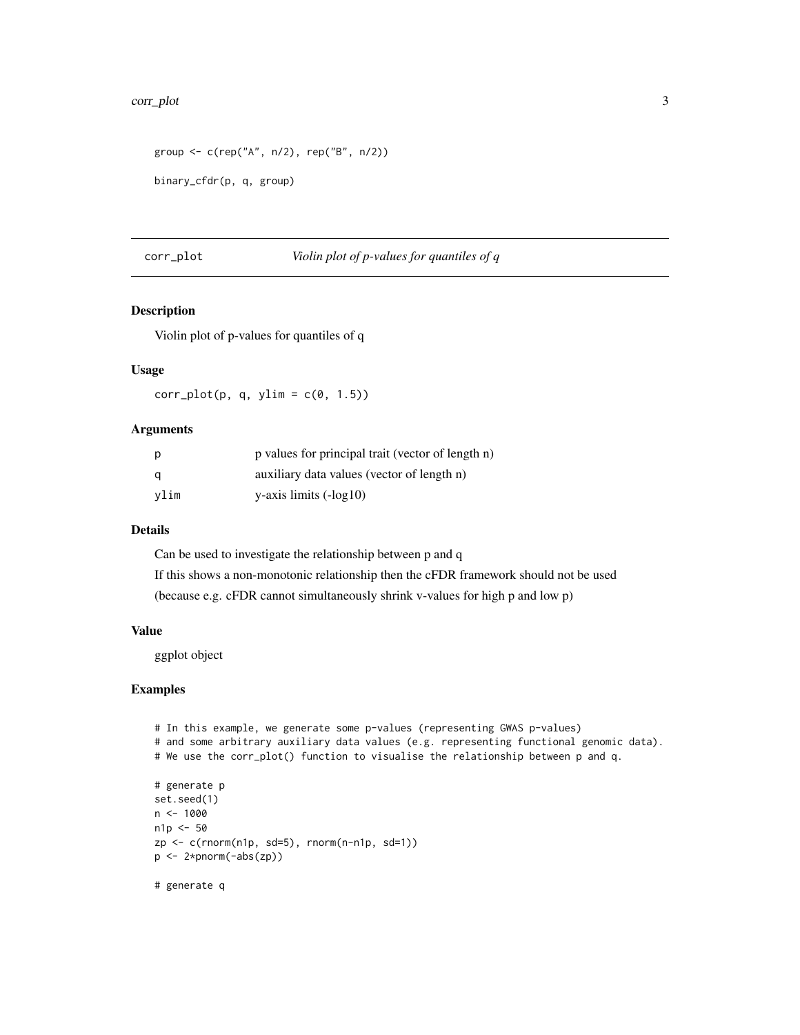```
group <- c(rep("A", n/2), rep("B", n/2))

binary_cfdr(p, q, group)
```

---

## corr_plot — *Violin plot of p-values for quantiles of q*

### Description

Violin plot of p-values for quantiles of q

### Usage

```
corr_plot(p, q, ylim = c(0, 1.5))
```

### Arguments

| | |
|---|---|
| p | p values for principal trait (vector of length n) |
| q | auxiliary data values (vector of length n) |
| ylim | y-axis limits (-log10) |

### Details

Can be used to investigate the relationship between p and q

If this shows a non-monotonic relationship then the cFDR framework should not be used

(because e.g. cFDR cannot simultaneously shrink v-values for high p and low p)

### Value

ggplot object

### Examples

```
# In this example, we generate some p-values (representing GWAS p-values)
# and some arbitrary auxiliary data values (e.g. representing functional genomic data).
# We use the corr_plot() function to visualise the relationship between p and q.

# generate p
set.seed(1)
n <- 1000
n1p <- 50
zp <- c(rnorm(n1p, sd=5), rnorm(n-n1p, sd=1))
p <- 2*pnorm(-abs(zp))

# generate q
```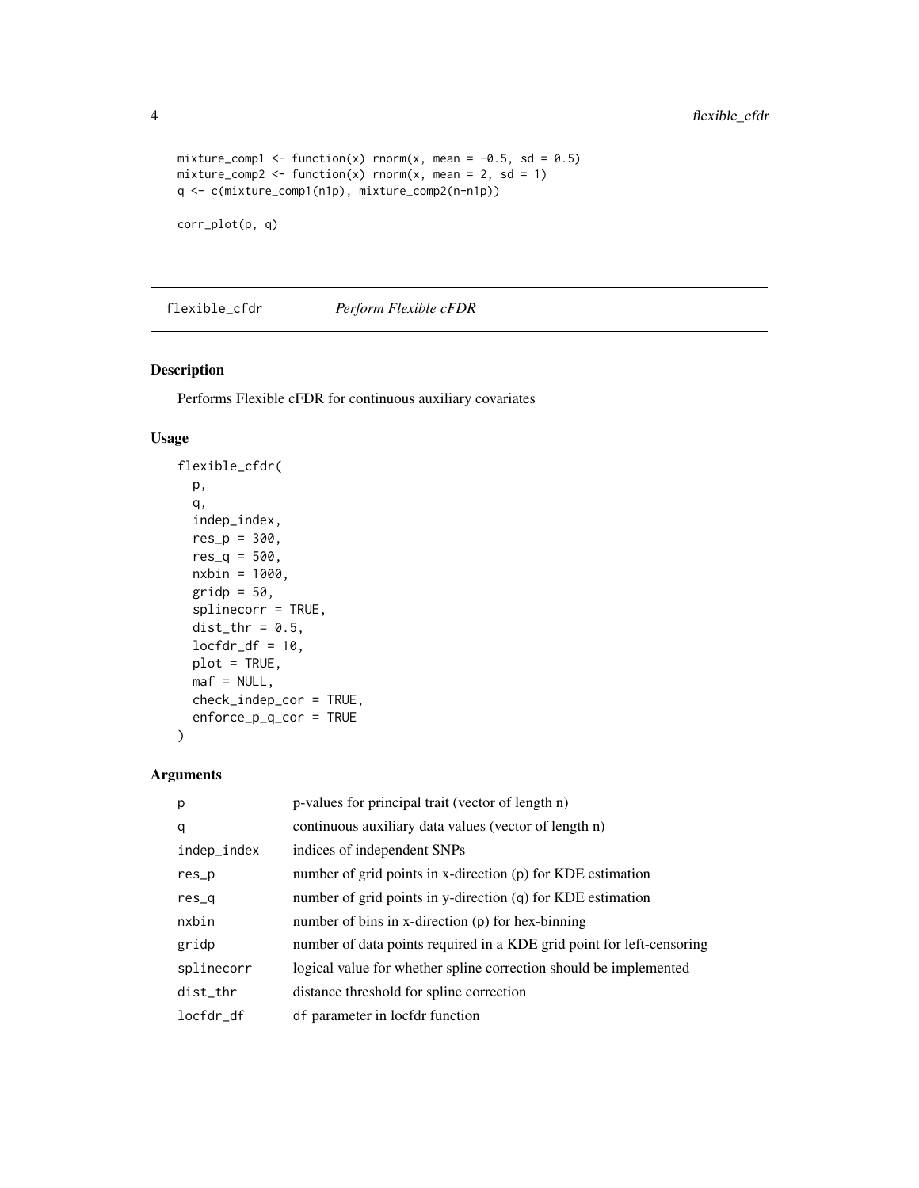```
mixture_comp1 <- function(x) rnorm(x, mean = -0.5, sd = 0.5)
mixture_comp2 <- function(x) rnorm(x, mean = 2, sd = 1)
q <- c(mixture_comp1(n1p), mixture_comp2(n-n1p))

corr_plot(p, q)
```

## flexible_cfdr *Perform Flexible cFDR*

### Description

Performs Flexible cFDR for continuous auxiliary covariates

### Usage

```
flexible_cfdr(
  p,
  q,
  indep_index,
  res_p = 300,
  res_q = 500,
  nxbin = 1000,
  gridp = 50,
  splinecorr = TRUE,
  dist_thr = 0.5,
  locfdr_df = 10,
  plot = TRUE,
  maf = NULL,
  check_indep_cor = TRUE,
  enforce_p_q_cor = TRUE
)
```

### Arguments

| | |
|---|---|
| p | p-values for principal trait (vector of length n) |
| q | continuous auxiliary data values (vector of length n) |
| indep_index | indices of independent SNPs |
| res_p | number of grid points in x-direction (p) for KDE estimation |
| res_q | number of grid points in y-direction (q) for KDE estimation |
| nxbin | number of bins in x-direction (p) for hex-binning |
| gridp | number of data points required in a KDE grid point for left-censoring |
| splinecorr | logical value for whether spline correction should be implemented |
| dist_thr | distance threshold for spline correction |
| locfdr_df | df parameter in locfdr function |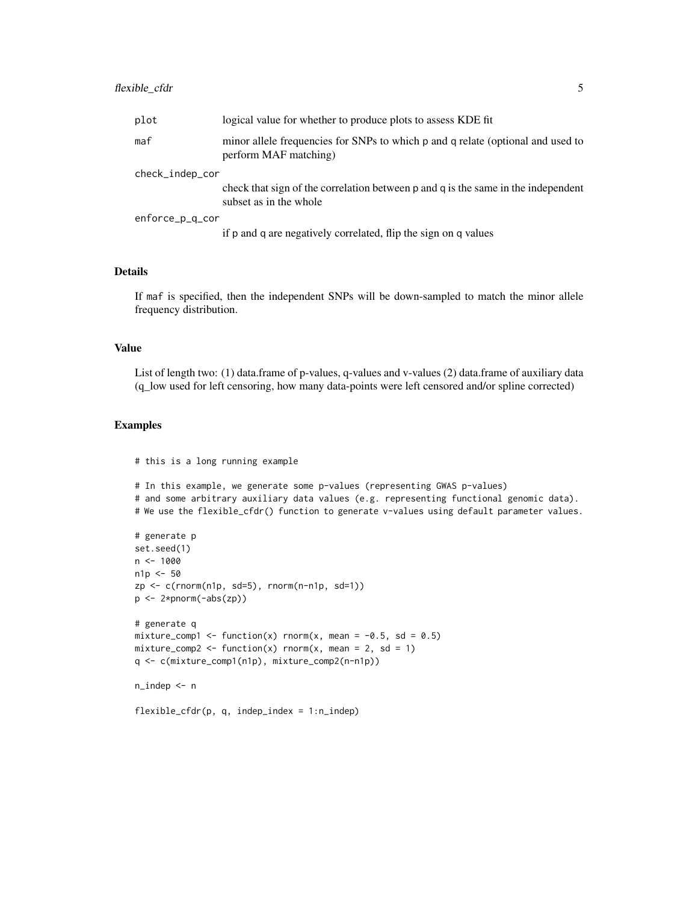| | |
|---|---|
| `plot` | logical value for whether to produce plots to assess KDE fit |
| `maf` | minor allele frequencies for SNPs to which p and q relate (optional and used to perform MAF matching) |
| `check_indep_cor` | check that sign of the correlation between p and q is the same in the independent subset as in the whole |
| `enforce_p_q_cor` | if p and q are negatively correlated, flip the sign on q values |

## Details

If `maf` is specified, then the independent SNPs will be down-sampled to match the minor allele frequency distribution.

## Value

List of length two: (1) data.frame of p-values, q-values and v-values (2) data.frame of auxiliary data (q_low used for left censoring, how many data-points were left censored and/or spline corrected)

## Examples

```
# this is a long running example

# In this example, we generate some p-values (representing GWAS p-values)
# and some arbitrary auxiliary data values (e.g. representing functional genomic data).
# We use the flexible_cfdr() function to generate v-values using default parameter values.

# generate p
set.seed(1)
n <- 1000
n1p <- 50
zp <- c(rnorm(n1p, sd=5), rnorm(n-n1p, sd=1))
p <- 2*pnorm(-abs(zp))

# generate q
mixture_comp1 <- function(x) rnorm(x, mean = -0.5, sd = 0.5)
mixture_comp2 <- function(x) rnorm(x, mean = 2, sd = 1)
q <- c(mixture_comp1(n1p), mixture_comp2(n-n1p))

n_indep <- n

flexible_cfdr(p, q, indep_index = 1:n_indep)
```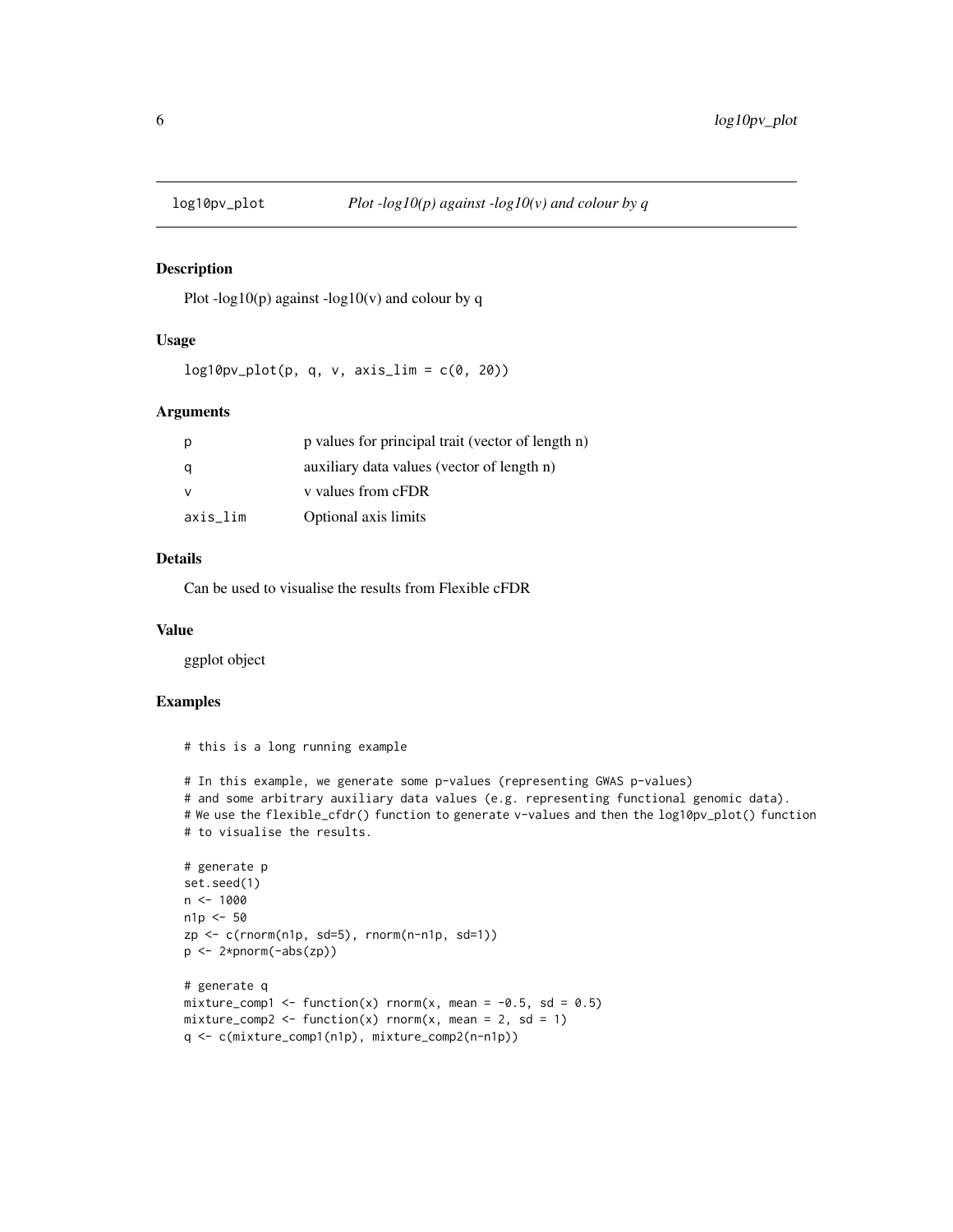## log10pv_plot *Plot -log10(p) against -log10(v) and colour by q*

### Description

Plot -log10(p) against -log10(v) and colour by q

### Usage

```
log10pv_plot(p, q, v, axis_lim = c(0, 20))
```

### Arguments

| | |
|---|---|
| p | p values for principal trait (vector of length n) |
| q | auxiliary data values (vector of length n) |
| v | v values from cFDR |
| axis_lim | Optional axis limits |

### Details

Can be used to visualise the results from Flexible cFDR

### Value

ggplot object

### Examples

```
# this is a long running example

# In this example, we generate some p-values (representing GWAS p-values)
# and some arbitrary auxiliary data values (e.g. representing functional genomic data).
# We use the flexible_cfdr() function to generate v-values and then the log10pv_plot() function
# to visualise the results.

# generate p
set.seed(1)
n <- 1000
n1p <- 50
zp <- c(rnorm(n1p, sd=5), rnorm(n-n1p, sd=1))
p <- 2*pnorm(-abs(zp))

# generate q
mixture_comp1 <- function(x) rnorm(x, mean = -0.5, sd = 0.5)
mixture_comp2 <- function(x) rnorm(x, mean = 2, sd = 1)
q <- c(mixture_comp1(n1p), mixture_comp2(n-n1p))
```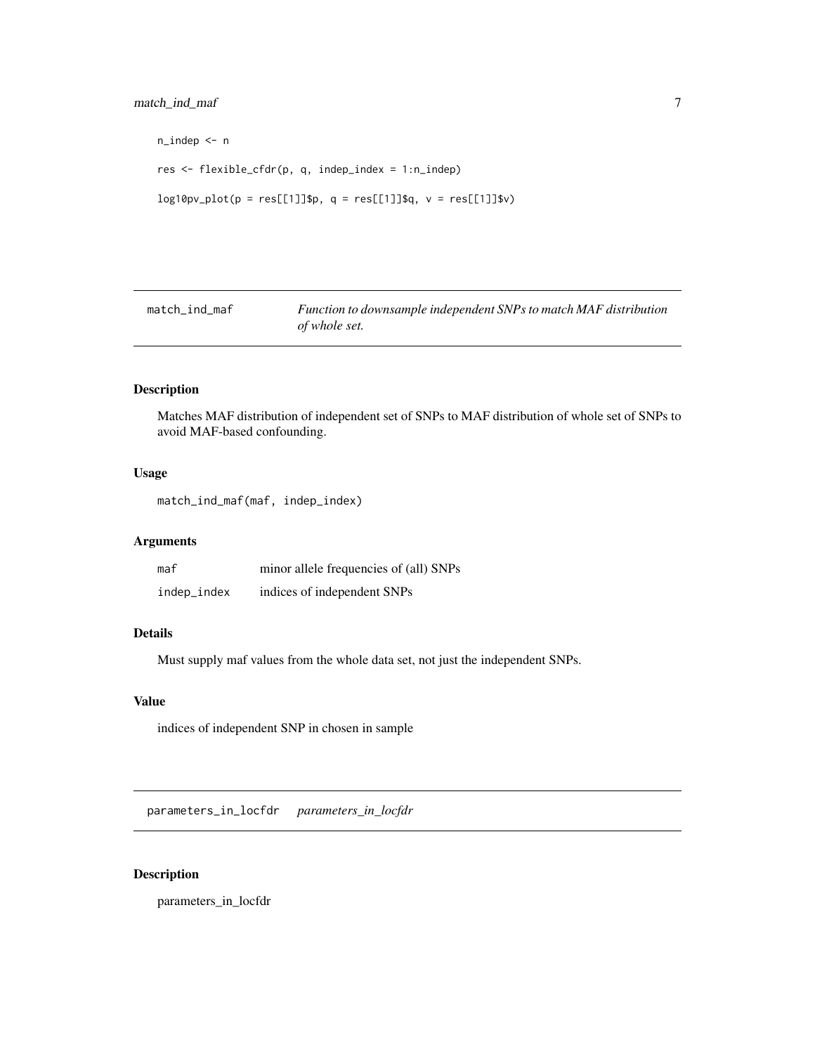```
n_indep <- n

res <- flexible_cfdr(p, q, indep_index = 1:n_indep)

log10pv_plot(p = res[[1]]$p, q = res[[1]]$q, v = res[[1]]$v)
```

## match_ind_maf — *Function to downsample independent SNPs to match MAF distribution of whole set.*

### Description

Matches MAF distribution of independent set of SNPs to MAF distribution of whole set of SNPs to avoid MAF-based confounding.

### Usage

```
match_ind_maf(maf, indep_index)
```

### Arguments

| | |
|---|---|
| maf | minor allele frequencies of (all) SNPs |
| indep_index | indices of independent SNPs |

### Details

Must supply maf values from the whole data set, not just the independent SNPs.

### Value

indices of independent SNP in chosen in sample

## parameters_in_locfdr — *parameters_in_locfdr*

### Description

parameters_in_locfdr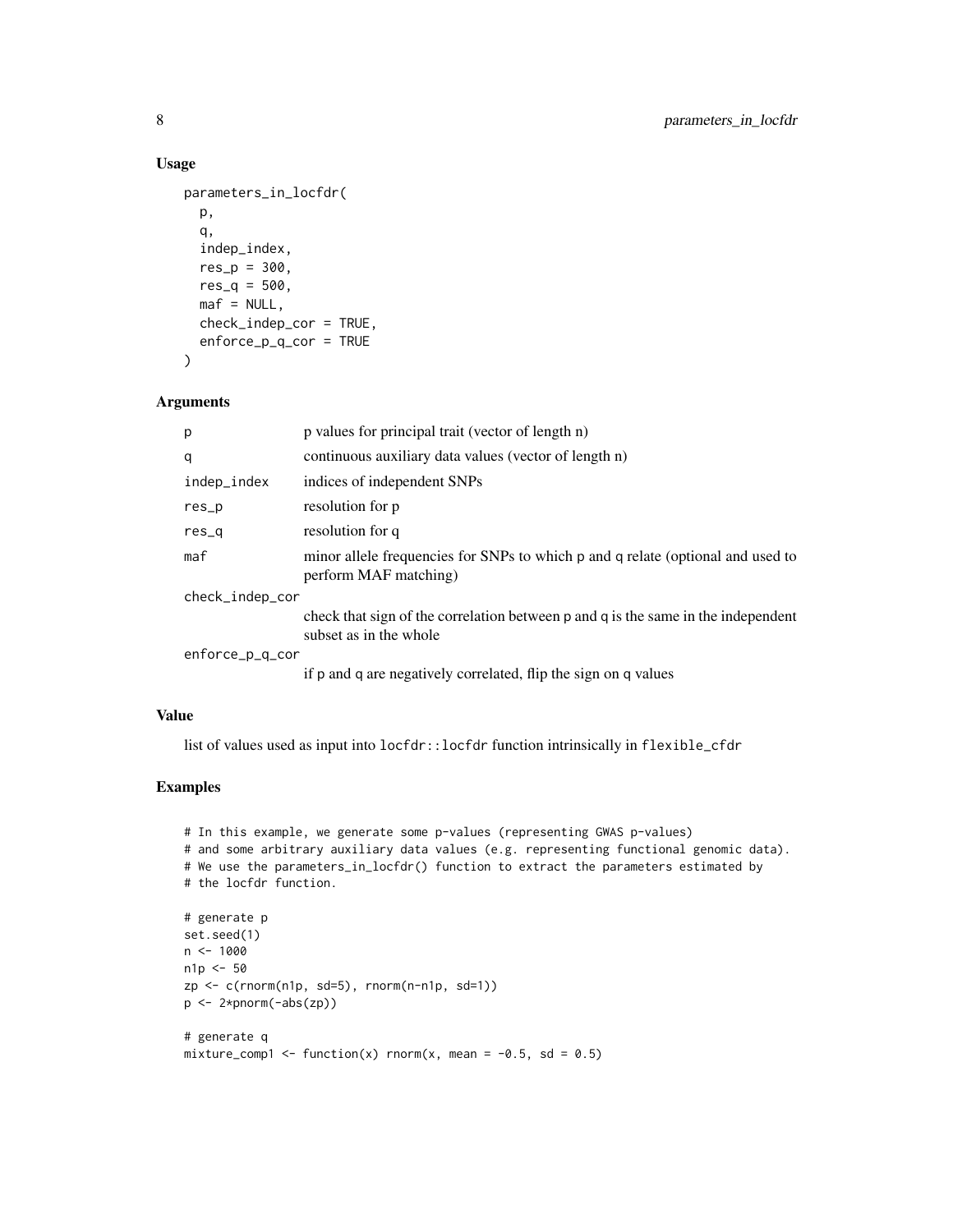## Usage

```
parameters_in_locfdr(
  p,
  q,
  indep_index,
  res_p = 300,
  res_q = 500,
  maf = NULL,
  check_indep_cor = TRUE,
  enforce_p_q_cor = TRUE
)
```

## Arguments

| | |
|---|---|
| p | p values for principal trait (vector of length n) |
| q | continuous auxiliary data values (vector of length n) |
| indep_index | indices of independent SNPs |
| res_p | resolution for p |
| res_q | resolution for q |
| maf | minor allele frequencies for SNPs to which p and q relate (optional and used to perform MAF matching) |
| check_indep_cor | check that sign of the correlation between p and q is the same in the independent subset as in the whole |
| enforce_p_q_cor | if p and q are negatively correlated, flip the sign on q values |

## Value

list of values used as input into `locfdr::locfdr` function intrinsically in `flexible_cfdr`

## Examples

```
# In this example, we generate some p-values (representing GWAS p-values)
# and some arbitrary auxiliary data values (e.g. representing functional genomic data).
# We use the parameters_in_locfdr() function to extract the parameters estimated by
# the locfdr function.

# generate p
set.seed(1)
n <- 1000
n1p <- 50
zp <- c(rnorm(n1p, sd=5), rnorm(n-n1p, sd=1))
p <- 2*pnorm(-abs(zp))

# generate q
mixture_comp1 <- function(x) rnorm(x, mean = -0.5, sd = 0.5)
```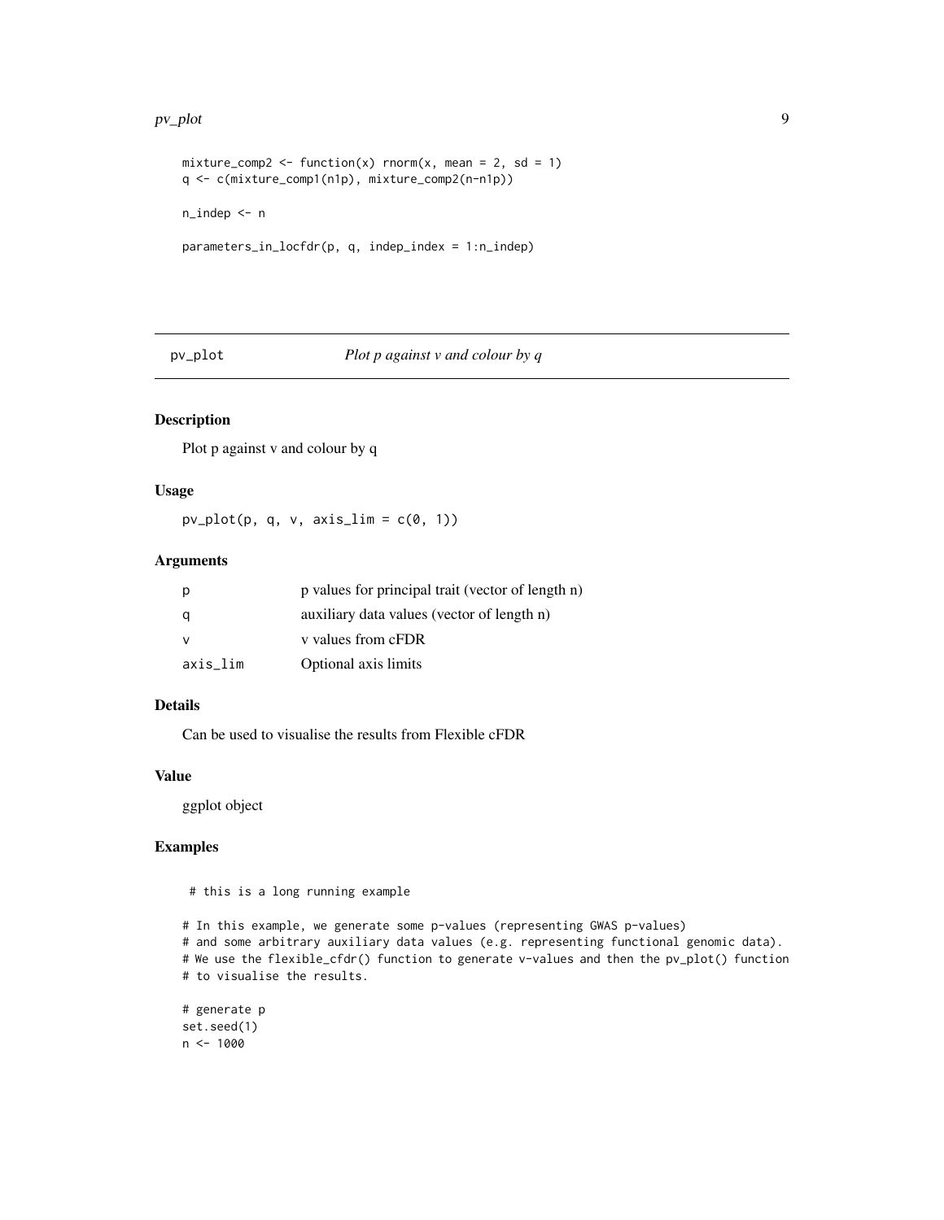```
mixture_comp2 <- function(x) rnorm(x, mean = 2, sd = 1)
q <- c(mixture_comp1(n1p), mixture_comp2(n-n1p))

n_indep <- n

parameters_in_locfdr(p, q, indep_index = 1:n_indep)
```

## pv_plot *Plot p against v and colour by q*

### Description

Plot p against v and colour by q

### Usage

```
pv_plot(p, q, v, axis_lim = c(0, 1))
```

### Arguments

| | |
|---|---|
| p | p values for principal trait (vector of length n) |
| q | auxiliary data values (vector of length n) |
| v | v values from cFDR |
| axis_lim | Optional axis limits |

### Details

Can be used to visualise the results from Flexible cFDR

### Value

ggplot object

### Examples

```
 # this is a long running example

# In this example, we generate some p-values (representing GWAS p-values)
# and some arbitrary auxiliary data values (e.g. representing functional genomic data).
# We use the flexible_cfdr() function to generate v-values and then the pv_plot() function
# to visualise the results.

# generate p
set.seed(1)
n <- 1000
```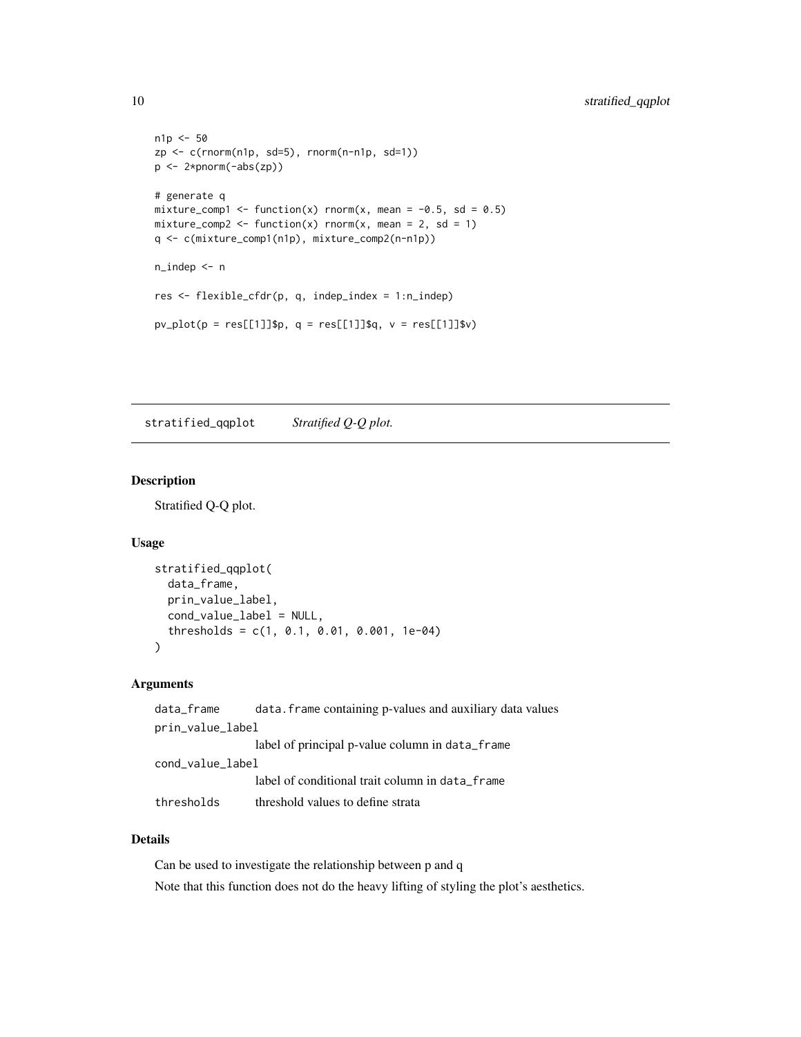```
n1p <- 50
zp <- c(rnorm(n1p, sd=5), rnorm(n-n1p, sd=1))
p <- 2*pnorm(-abs(zp))

# generate q
mixture_comp1 <- function(x) rnorm(x, mean = -0.5, sd = 0.5)
mixture_comp2 <- function(x) rnorm(x, mean = 2, sd = 1)
q <- c(mixture_comp1(n1p), mixture_comp2(n-n1p))

n_indep <- n

res <- flexible_cfdr(p, q, indep_index = 1:n_indep)

pv_plot(p = res[[1]]$p, q = res[[1]]$q, v = res[[1]]$v)
```

---

## stratified_qqplot *Stratified Q-Q plot.*

---

### Description

Stratified Q-Q plot.

### Usage

```
stratified_qqplot(
  data_frame,
  prin_value_label,
  cond_value_label = NULL,
  thresholds = c(1, 0.1, 0.01, 0.001, 1e-04)
)
```

### Arguments

| | |
|---|---|
| data_frame | data.frame containing p-values and auxiliary data values |
| prin_value_label | label of principal p-value column in data_frame |
| cond_value_label | label of conditional trait column in data_frame |
| thresholds | threshold values to define strata |

### Details

Can be used to investigate the relationship between p and q

Note that this function does not do the heavy lifting of styling the plot's aesthetics.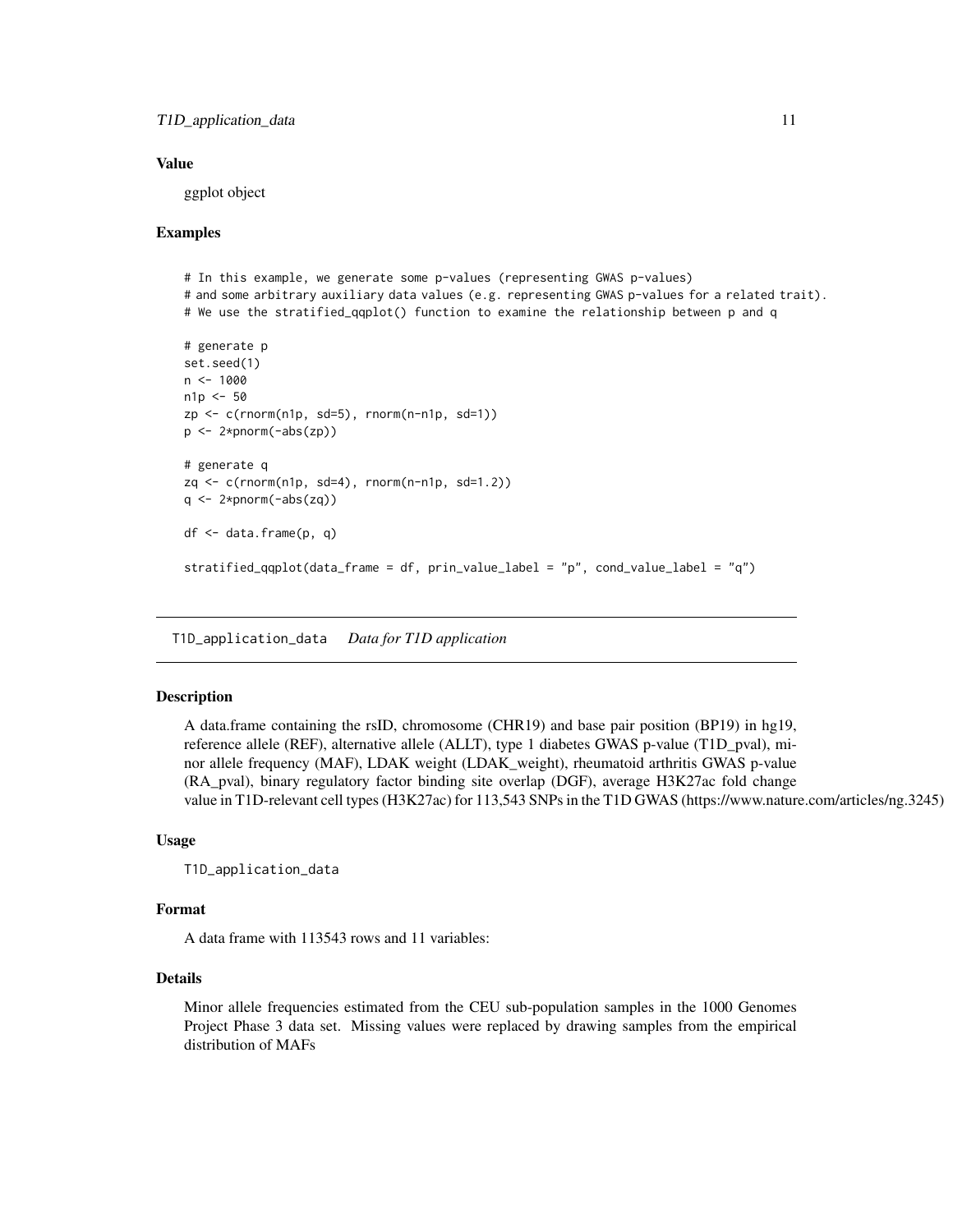### Value

ggplot object

### Examples

```
# In this example, we generate some p-values (representing GWAS p-values)
# and some arbitrary auxiliary data values (e.g. representing GWAS p-values for a related trait).
# We use the stratified_qqplot() function to examine the relationship between p and q

# generate p
set.seed(1)
n <- 1000
n1p <- 50
zp <- c(rnorm(n1p, sd=5), rnorm(n-n1p, sd=1))
p <- 2*pnorm(-abs(zp))

# generate q
zq <- c(rnorm(n1p, sd=4), rnorm(n-n1p, sd=1.2))
q <- 2*pnorm(-abs(zq))

df <- data.frame(p, q)

stratified_qqplot(data_frame = df, prin_value_label = "p", cond_value_label = "q")
```

---

## T1D_application_data *Data for T1D application*

---

### Description

A data.frame containing the rsID, chromosome (CHR19) and base pair position (BP19) in hg19, reference allele (REF), alternative allele (ALLT), type 1 diabetes GWAS p-value (T1D_pval), minor allele frequency (MAF), LDAK weight (LDAK_weight), rheumatoid arthritis GWAS p-value (RA_pval), binary regulatory factor binding site overlap (DGF), average H3K27ac fold change value in T1D-relevant cell types (H3K27ac) for 113,543 SNPs in the T1D GWAS (https://www.nature.com/articles/ng.3245)

### Usage

```
T1D_application_data
```

### Format

A data frame with 113543 rows and 11 variables:

### Details

Minor allele frequencies estimated from the CEU sub-population samples in the 1000 Genomes Project Phase 3 data set. Missing values were replaced by drawing samples from the empirical distribution of MAFs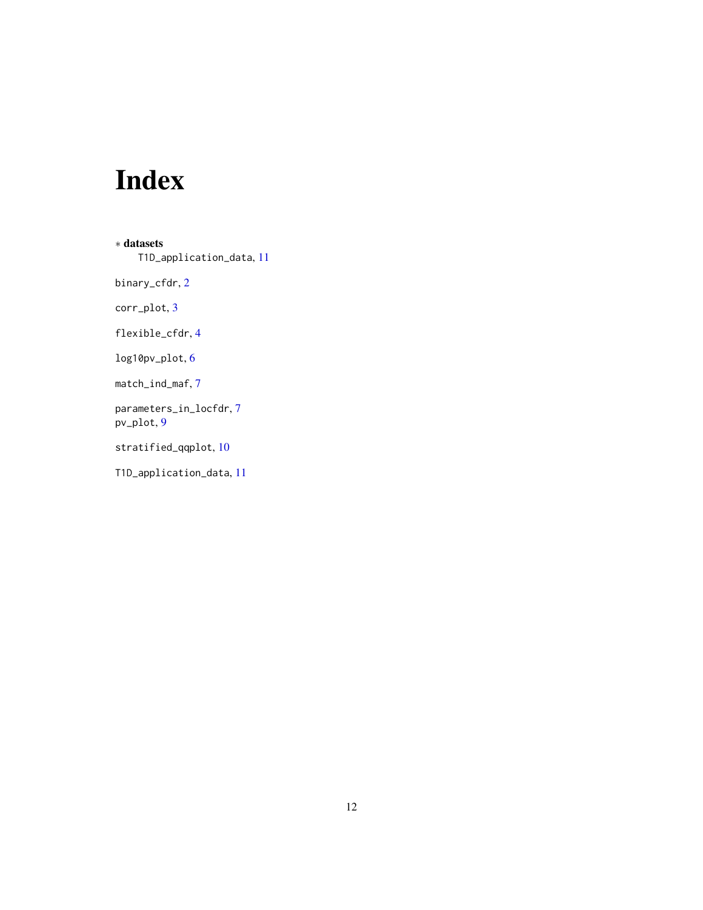# Index

∗ **datasets**
    T1D_application_data, 11

binary_cfdr, 2

corr_plot, 3

flexible_cfdr, 4

log10pv_plot, 6

match_ind_maf, 7

parameters_in_locfdr, 7
pv_plot, 9

stratified_qqplot, 10

T1D_application_data, 11